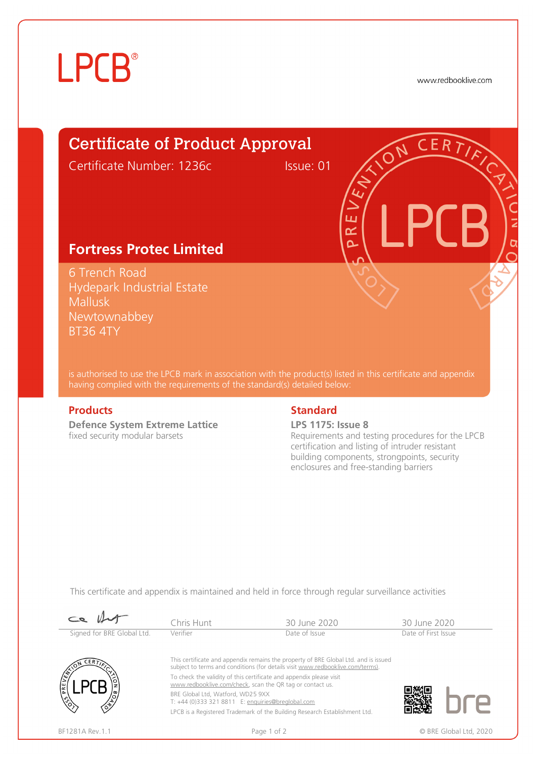LPCB®

www.redbooklive.com

# Certificate of Product Approval

Certificate Number: 1236c    Issue: 01

## Fortress Protec Limited

6 Trench Road
Hydepark Industrial Estate
Mallusk
Newtownabbey
BT36 4TY

is authorised to use the LPCB mark in association with the product(s) listed in this certificate and appendix having complied with the requirements of the standard(s) detailed below:

### Products

**Defence System Extreme Lattice**
fixed security modular barsets

### Standard

**LPS 1175: Issue 8**
Requirements and testing procedures for the LPCB certification and listing of intruder resistant building components, strongpoints, security enclosures and free-standing barriers

This certificate and appendix is maintained and held in force through regular surveillance activities

| Signed for BRE Global Ltd. | Chris Hunt | 30 June 2020 | 30 June 2020 |
|---|---|---|---|
| | Verifier | Date of Issue | Date of First Issue |

This certificate and appendix remains the property of BRE Global Ltd. and is issued subject to terms and conditions (for details visit www.redbooklive.com/terms).

To check the validity of this certificate and appendix please visit www.redbooklive.com/check, scan the QR tag or contact us.

BRE Global Ltd, Watford, WD25 9XX
T: +44 (0)333 321 8811 E: enquiries@breglobal.com

LPCB is a Registered Trademark of the Building Research Establishment Ltd.

BF1281A Rev.1.1

© BRE Global Ltd, 2020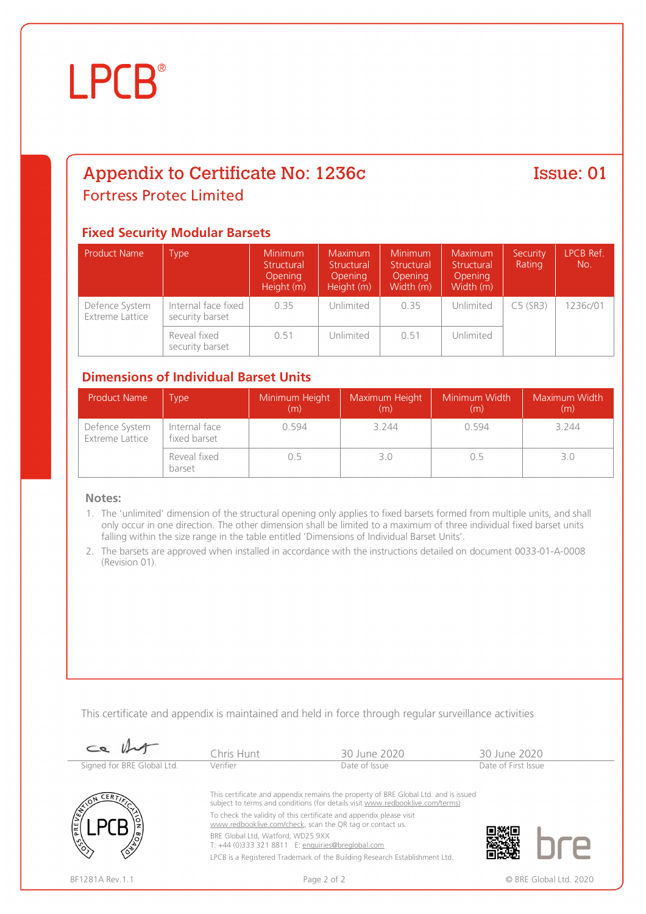# Appendix to Certificate No: 1236c

**Issue: 01**

## Fortress Protec Limited

### Fixed Security Modular Barsets

| Product Name | Type | Minimum Structural Opening Height (m) | Maximum Structural Opening Height (m) | Minimum Structural Opening Width (m) | Maximum Structural Opening Width (m) | Security Rating | LPCB Ref. No. |
|---|---|---|---|---|---|---|---|
| Defence System Extreme Lattice | Internal face fixed security barset | 0.35 | Unlimited | 0.35 | Unlimited | C5 (SR3) | 1236c/01 |
| | Reveal fixed security barset | 0.51 | Unlimited | 0.51 | Unlimited | | |

### Dimensions of Individual Barset Units

| Product Name | Type | Minimum Height (m) | Maximum Height (m) | Minimum Width (m) | Maximum Width (m) |
|---|---|---|---|---|---|
| Defence System Extreme Lattice | Internal face fixed barset | 0.594 | 3.244 | 0.594 | 3.244 |
| | Reveal fixed barset | 0.5 | 3.0 | 0.5 | 3.0 |

#### Notes:

1. The 'unlimited' dimension of the structural opening only applies to fixed barsets formed from multiple units, and shall only occur in one direction. The other dimension shall be limited to a maximum of three individual fixed barset units falling within the size range in the table entitled 'Dimensions of Individual Barset Units'.
2. The barsets are approved when installed in accordance with the instructions detailed on document 0033-01-A-0008 (Revision 01).

This certificate and appendix is maintained and held in force through regular surveillance activities

| Signed for BRE Global Ltd. | Chris Hunt<br>Verifier | 30 June 2020<br>Date of Issue | 30 June 2020<br>Date of First Issue |
|---|---|---|---|

This certificate and appendix remains the property of BRE Global Ltd. and is issued subject to terms and conditions (for details visit www.redbooklive.com/terms).

To check the validity of this certificate and appendix please visit www.redbooklive.com/check, scan the QR tag or contact us.

BRE Global Ltd, Watford, WD25 9XX
T: +44 (0)333 321 8811 E: enquiries@breglobal.com

LPCB is a Registered Trademark of the Building Research Establishment Ltd.

BF1281A Rev.1.1

© BRE Global Ltd. 2020